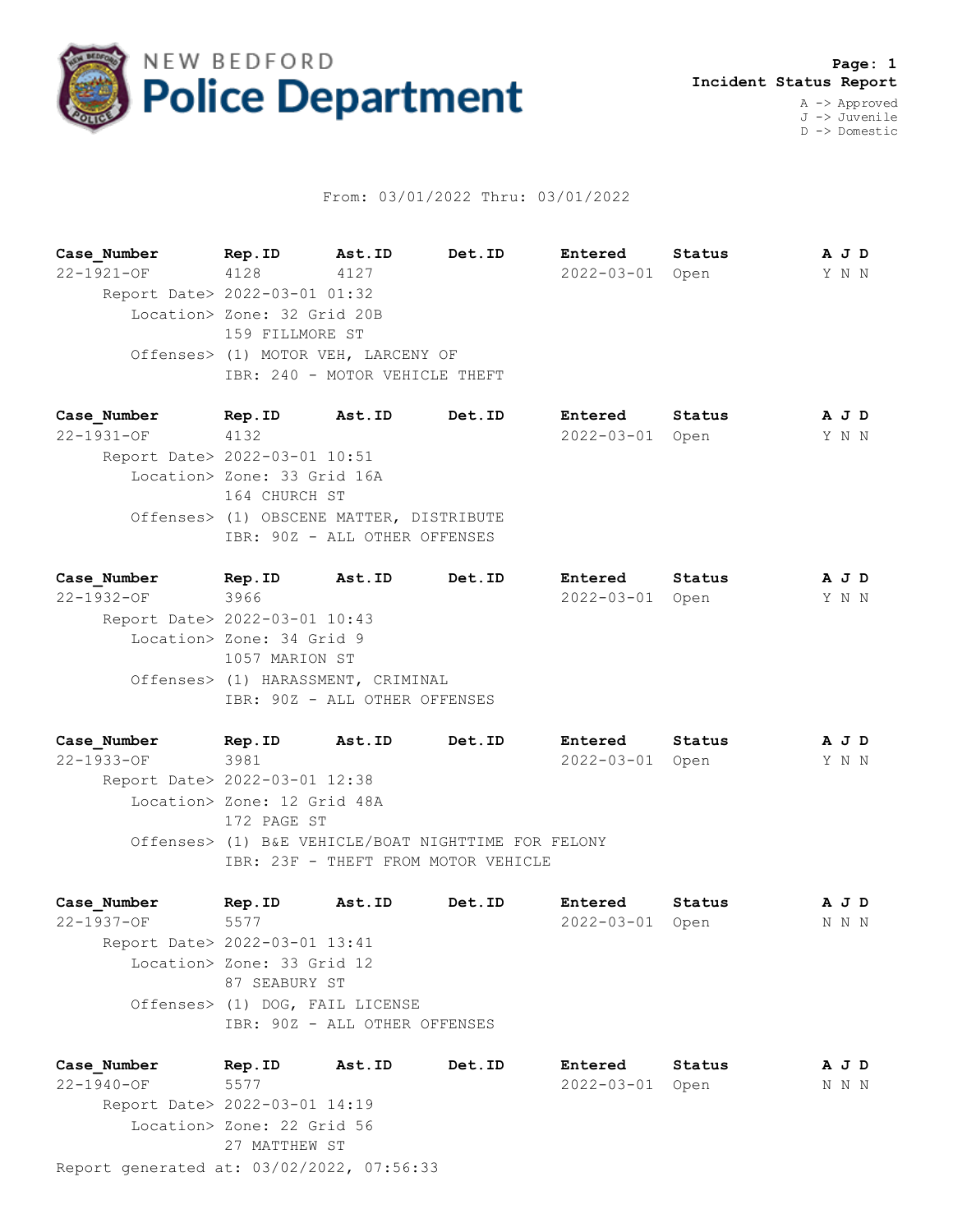# NEW BEDFORD Police Department

**Page: 1**
**Incident Status Report**

A -> Approved
J -> Juvenile
D -> Domestic

From: 03/01/2022 Thru: 03/01/2022

| **Case_Number** | **Rep.ID** | **Ast.ID** | **Det.ID** | **Entered** | **Status** | **A J D** |
|---|---|---|---|---|---|---|
| 22-1921-OF | 4128 | 4127 | | 2022-03-01 | Open | Y N N |

Report Date> 2022-03-01 01:32
Location> Zone: 32 Grid 20B
159 FILLMORE ST
Offenses> (1) MOTOR VEH, LARCENY OF
IBR: 240 - MOTOR VEHICLE THEFT

| **Case_Number** | **Rep.ID** | **Ast.ID** | **Det.ID** | **Entered** | **Status** | **A J D** |
|---|---|---|---|---|---|---|
| 22-1931-OF | 4132 | | | 2022-03-01 | Open | Y N N |

Report Date> 2022-03-01 10:51
Location> Zone: 33 Grid 16A
164 CHURCH ST
Offenses> (1) OBSCENE MATTER, DISTRIBUTE
IBR: 90Z - ALL OTHER OFFENSES

| **Case_Number** | **Rep.ID** | **Ast.ID** | **Det.ID** | **Entered** | **Status** | **A J D** |
|---|---|---|---|---|---|---|
| 22-1932-OF | 3966 | | | 2022-03-01 | Open | Y N N |

Report Date> 2022-03-01 10:43
Location> Zone: 34 Grid 9
1057 MARION ST
Offenses> (1) HARASSMENT, CRIMINAL
IBR: 90Z - ALL OTHER OFFENSES

| **Case_Number** | **Rep.ID** | **Ast.ID** | **Det.ID** | **Entered** | **Status** | **A J D** |
|---|---|---|---|---|---|---|
| 22-1933-OF | 3981 | | | 2022-03-01 | Open | Y N N |

Report Date> 2022-03-01 12:38
Location> Zone: 12 Grid 48A
172 PAGE ST
Offenses> (1) B&E VEHICLE/BOAT NIGHTTIME FOR FELONY
IBR: 23F - THEFT FROM MOTOR VEHICLE

| **Case_Number** | **Rep.ID** | **Ast.ID** | **Det.ID** | **Entered** | **Status** | **A J D** |
|---|---|---|---|---|---|---|
| 22-1937-OF | 5577 | | | 2022-03-01 | Open | N N N |

Report Date> 2022-03-01 13:41
Location> Zone: 33 Grid 12
87 SEABURY ST
Offenses> (1) DOG, FAIL LICENSE
IBR: 90Z - ALL OTHER OFFENSES

| **Case_Number** | **Rep.ID** | **Ast.ID** | **Det.ID** | **Entered** | **Status** | **A J D** |
|---|---|---|---|---|---|---|
| 22-1940-OF | 5577 | | | 2022-03-01 | Open | N N N |

Report Date> 2022-03-01 14:19
Location> Zone: 22 Grid 56
27 MATTHEW ST

Report generated at: 03/02/2022, 07:56:33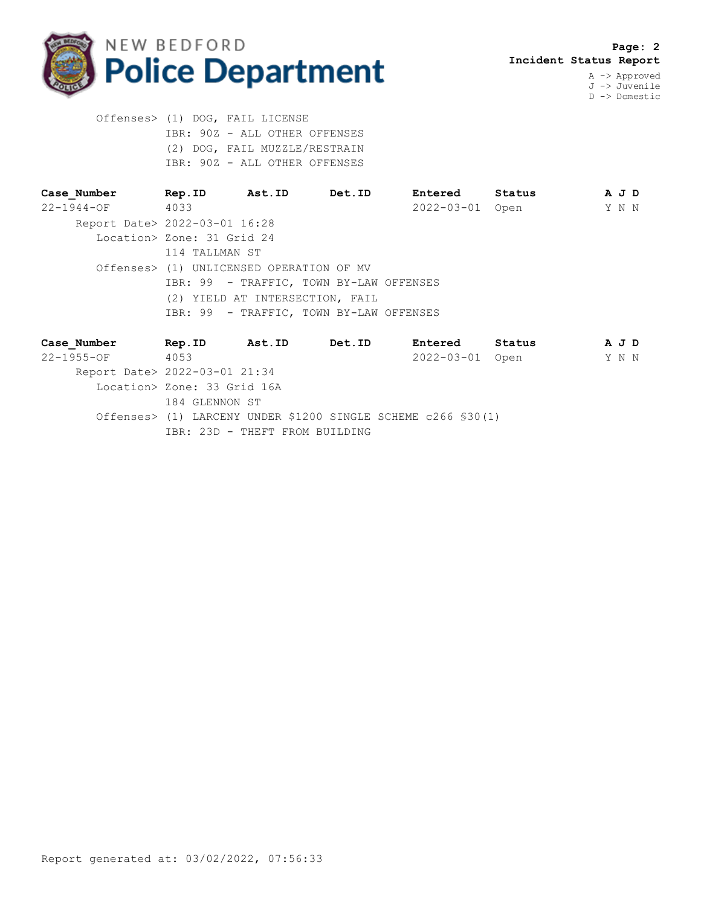**Incident Status Report**

A -> Approved
J -> Juvenile
D -> Domestic

Offenses> (1) DOG, FAIL LICENSE
IBR: 90Z - ALL OTHER OFFENSES
(2) DOG, FAIL MUZZLE/RESTRAIN
IBR: 90Z - ALL OTHER OFFENSES

| Case_Number | Rep.ID | Ast.ID | Det.ID | Entered | Status | A J D |
|---|---|---|---|---|---|---|
| 22-1944-OF | 4033 | | | 2022-03-01 | Open | Y N N |

Report Date> 2022-03-01 16:28
Location> Zone: 31 Grid 24
114 TALLMAN ST
Offenses> (1) UNLICENSED OPERATION OF MV
IBR: 99 - TRAFFIC, TOWN BY-LAW OFFENSES
(2) YIELD AT INTERSECTION, FAIL
IBR: 99 - TRAFFIC, TOWN BY-LAW OFFENSES

| Case_Number | Rep.ID | Ast.ID | Det.ID | Entered | Status | A J D |
|---|---|---|---|---|---|---|
| 22-1955-OF | 4053 | | | 2022-03-01 | Open | Y N N |

Report Date> 2022-03-01 21:34
Location> Zone: 33 Grid 16A
184 GLENNON ST
Offenses> (1) LARCENY UNDER $1200 SINGLE SCHEME c266 §30(1)
IBR: 23D - THEFT FROM BUILDING

Report generated at: 03/02/2022, 07:56:33